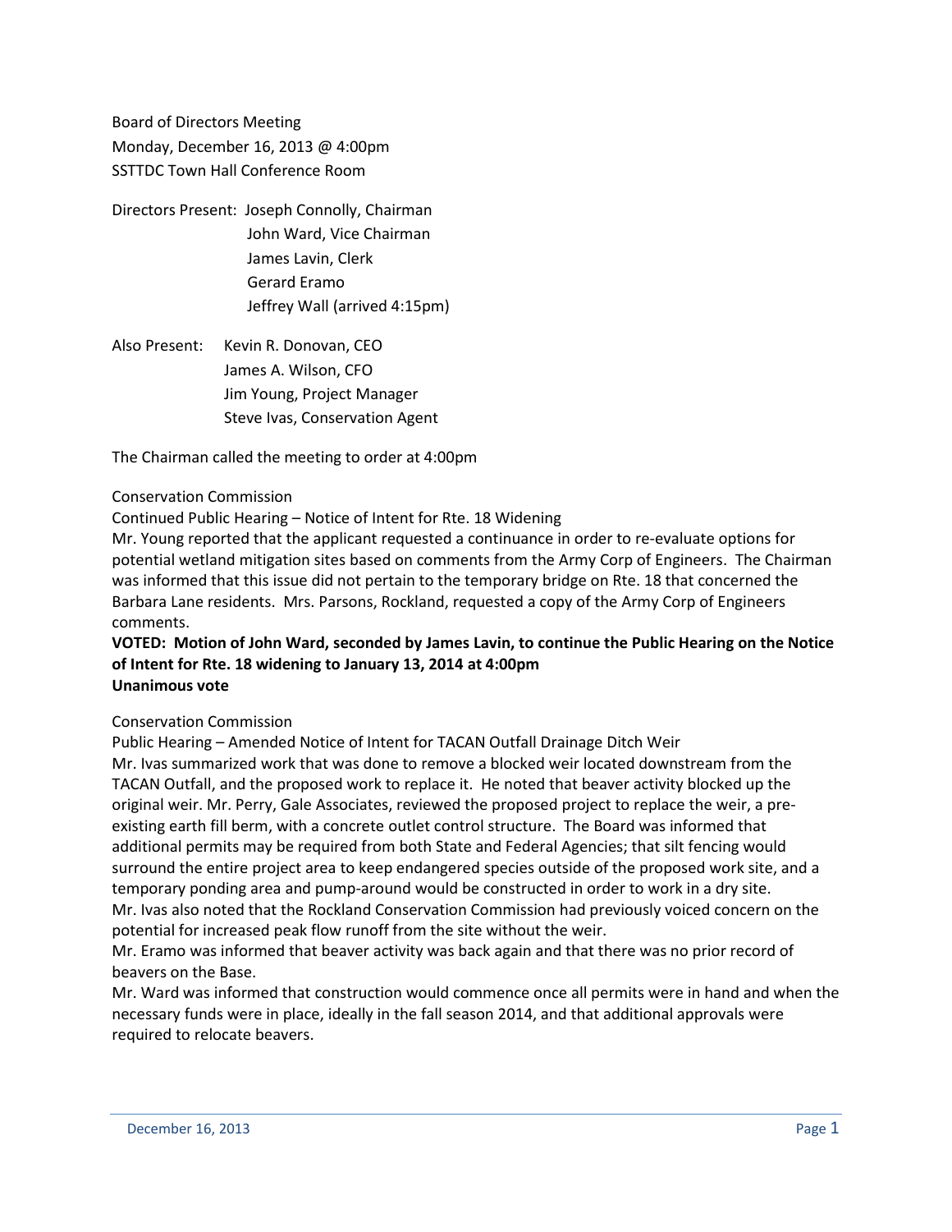Board of Directors Meeting
Monday, December 16, 2013 @ 4:00pm
SSTTDC Town Hall Conference Room

Directors Present: Joseph Connolly, Chairman
John Ward, Vice Chairman
James Lavin, Clerk
Gerard Eramo
Jeffrey Wall (arrived 4:15pm)

Also Present: Kevin R. Donovan, CEO
James A. Wilson, CFO
Jim Young, Project Manager
Steve Ivas, Conservation Agent

The Chairman called the meeting to order at 4:00pm

Conservation Commission
Continued Public Hearing – Notice of Intent for Rte. 18 Widening
Mr. Young reported that the applicant requested a continuance in order to re-evaluate options for potential wetland mitigation sites based on comments from the Army Corp of Engineers. The Chairman was informed that this issue did not pertain to the temporary bridge on Rte. 18 that concerned the Barbara Lane residents. Mrs. Parsons, Rockland, requested a copy of the Army Corp of Engineers comments.

**VOTED: Motion of John Ward, seconded by James Lavin, to continue the Public Hearing on the Notice of Intent for Rte. 18 widening to January 13, 2014 at 4:00pm**
**Unanimous vote**

Conservation Commission
Public Hearing – Amended Notice of Intent for TACAN Outfall Drainage Ditch Weir
Mr. Ivas summarized work that was done to remove a blocked weir located downstream from the TACAN Outfall, and the proposed work to replace it. He noted that beaver activity blocked up the original weir. Mr. Perry, Gale Associates, reviewed the proposed project to replace the weir, a pre-existing earth fill berm, with a concrete outlet control structure. The Board was informed that additional permits may be required from both State and Federal Agencies; that silt fencing would surround the entire project area to keep endangered species outside of the proposed work site, and a temporary ponding area and pump-around would be constructed in order to work in a dry site.
Mr. Ivas also noted that the Rockland Conservation Commission had previously voiced concern on the potential for increased peak flow runoff from the site without the weir.
Mr. Eramo was informed that beaver activity was back again and that there was no prior record of beavers on the Base.
Mr. Ward was informed that construction would commence once all permits were in hand and when the necessary funds were in place, ideally in the fall season 2014, and that additional approvals were required to relocate beavers.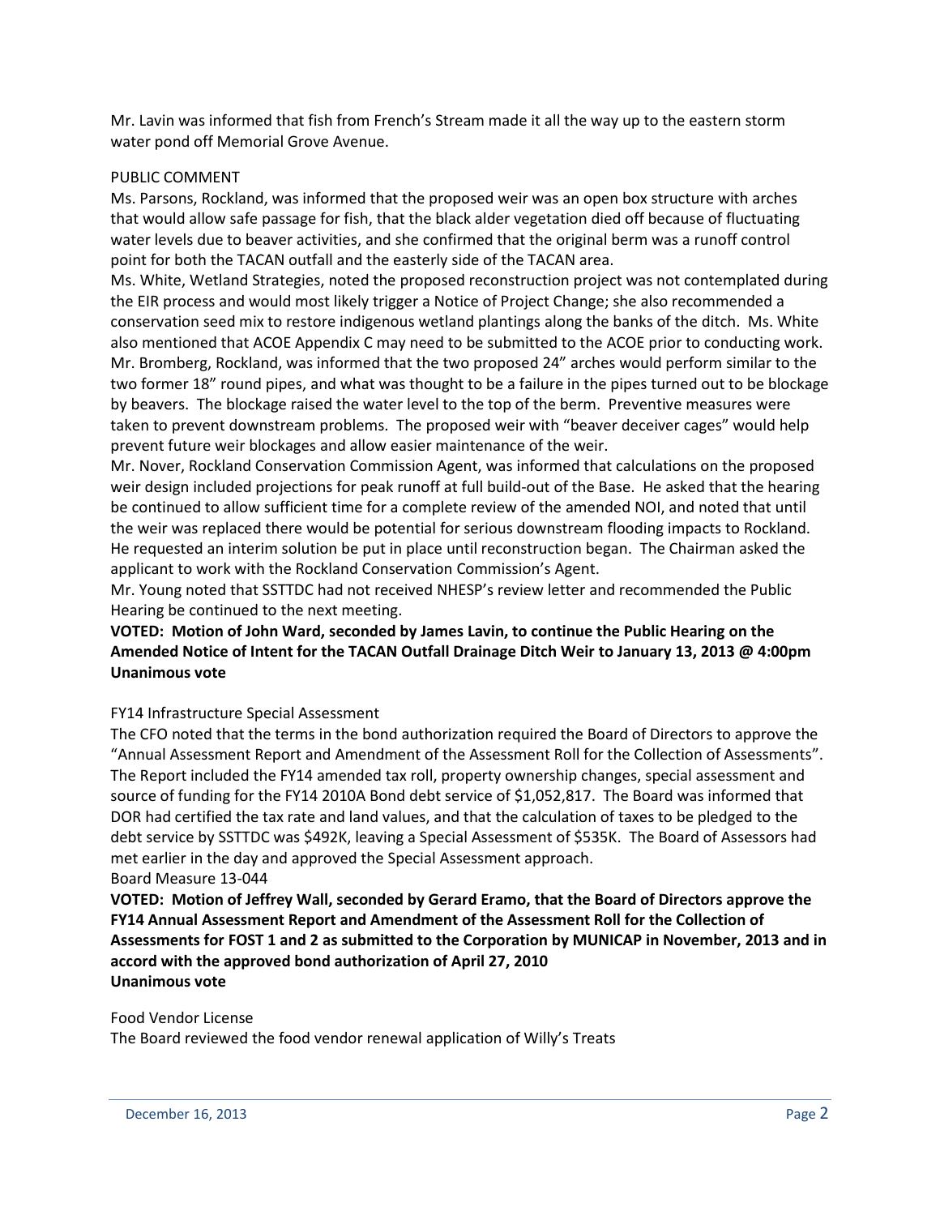Mr. Lavin was informed that fish from French's Stream made it all the way up to the eastern storm water pond off Memorial Grove Avenue.

PUBLIC COMMENT

Ms. Parsons, Rockland, was informed that the proposed weir was an open box structure with arches that would allow safe passage for fish, that the black alder vegetation died off because of fluctuating water levels due to beaver activities, and she confirmed that the original berm was a runoff control point for both the TACAN outfall and the easterly side of the TACAN area.

Ms. White, Wetland Strategies, noted the proposed reconstruction project was not contemplated during the EIR process and would most likely trigger a Notice of Project Change; she also recommended a conservation seed mix to restore indigenous wetland plantings along the banks of the ditch. Ms. White also mentioned that ACOE Appendix C may need to be submitted to the ACOE prior to conducting work.

Mr. Bromberg, Rockland, was informed that the two proposed 24" arches would perform similar to the two former 18" round pipes, and what was thought to be a failure in the pipes turned out to be blockage by beavers. The blockage raised the water level to the top of the berm. Preventive measures were taken to prevent downstream problems. The proposed weir with "beaver deceiver cages" would help prevent future weir blockages and allow easier maintenance of the weir.

Mr. Nover, Rockland Conservation Commission Agent, was informed that calculations on the proposed weir design included projections for peak runoff at full build-out of the Base. He asked that the hearing be continued to allow sufficient time for a complete review of the amended NOI, and noted that until the weir was replaced there would be potential for serious downstream flooding impacts to Rockland. He requested an interim solution be put in place until reconstruction began. The Chairman asked the applicant to work with the Rockland Conservation Commission's Agent.

Mr. Young noted that SSTTDC had not received NHESP's review letter and recommended the Public Hearing be continued to the next meeting.

**VOTED: Motion of John Ward, seconded by James Lavin, to continue the Public Hearing on the Amended Notice of Intent for the TACAN Outfall Drainage Ditch Weir to January 13, 2013 @ 4:00pm**
**Unanimous vote**

FY14 Infrastructure Special Assessment

The CFO noted that the terms in the bond authorization required the Board of Directors to approve the "Annual Assessment Report and Amendment of the Assessment Roll for the Collection of Assessments". The Report included the FY14 amended tax roll, property ownership changes, special assessment and source of funding for the FY14 2010A Bond debt service of $1,052,817. The Board was informed that DOR had certified the tax rate and land values, and that the calculation of taxes to be pledged to the debt service by SSTTDC was $492K, leaving a Special Assessment of $535K. The Board of Assessors had met earlier in the day and approved the Special Assessment approach.

Board Measure 13-044

**VOTED: Motion of Jeffrey Wall, seconded by Gerard Eramo, that the Board of Directors approve the FY14 Annual Assessment Report and Amendment of the Assessment Roll for the Collection of Assessments for FOST 1 and 2 as submitted to the Corporation by MUNICAP in November, 2013 and in accord with the approved bond authorization of April 27, 2010**
**Unanimous vote**

Food Vendor License

The Board reviewed the food vendor renewal application of Willy's Treats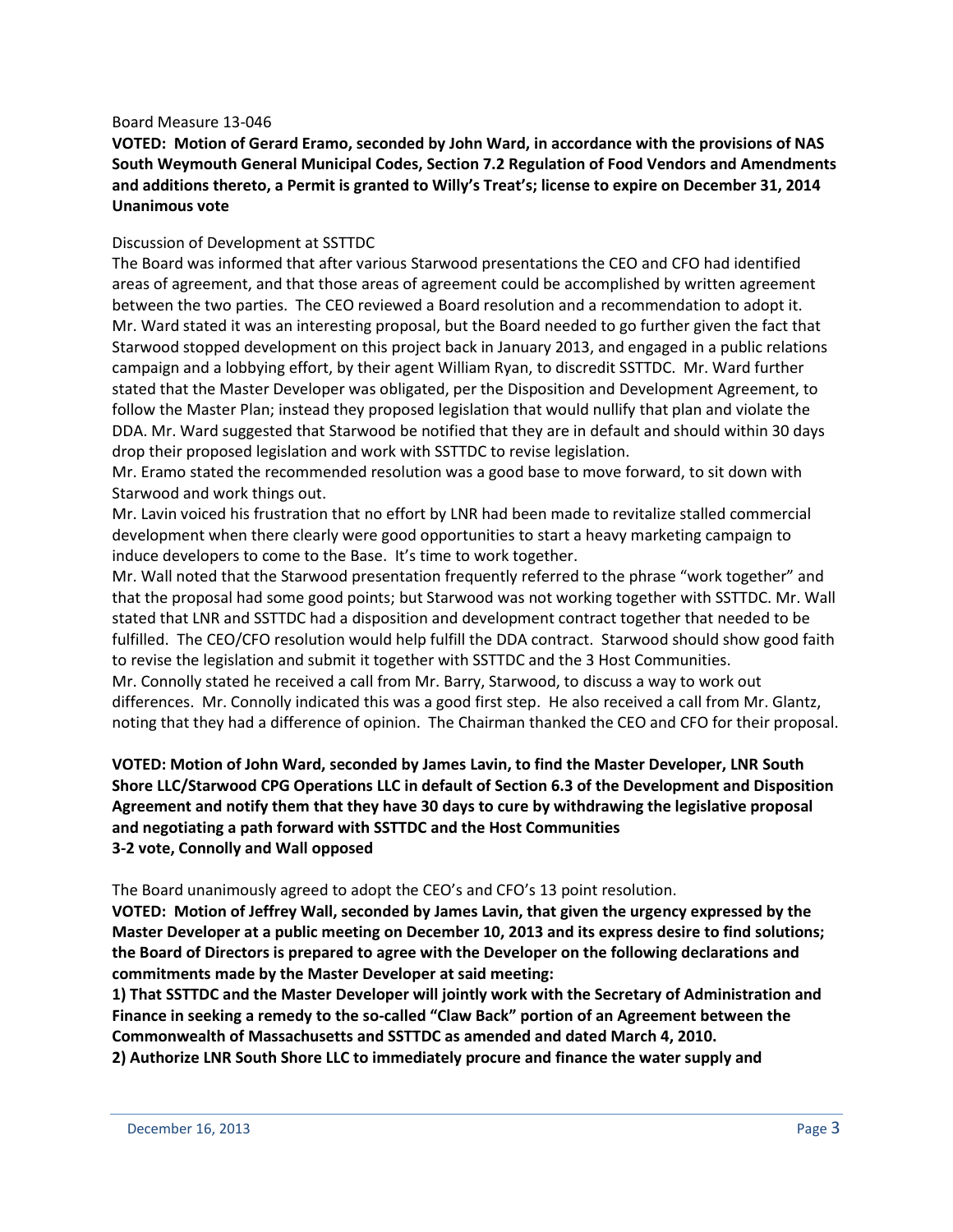Board Measure 13-046

**VOTED: Motion of Gerard Eramo, seconded by John Ward, in accordance with the provisions of NAS South Weymouth General Municipal Codes, Section 7.2 Regulation of Food Vendors and Amendments and additions thereto, a Permit is granted to Willy's Treat's; license to expire on December 31, 2014**
**Unanimous vote**

Discussion of Development at SSTTDC

The Board was informed that after various Starwood presentations the CEO and CFO had identified areas of agreement, and that those areas of agreement could be accomplished by written agreement between the two parties. The CEO reviewed a Board resolution and a recommendation to adopt it. Mr. Ward stated it was an interesting proposal, but the Board needed to go further given the fact that Starwood stopped development on this project back in January 2013, and engaged in a public relations campaign and a lobbying effort, by their agent William Ryan, to discredit SSTTDC. Mr. Ward further stated that the Master Developer was obligated, per the Disposition and Development Agreement, to follow the Master Plan; instead they proposed legislation that would nullify that plan and violate the DDA. Mr. Ward suggested that Starwood be notified that they are in default and should within 30 days drop their proposed legislation and work with SSTTDC to revise legislation.

Mr. Eramo stated the recommended resolution was a good base to move forward, to sit down with Starwood and work things out.

Mr. Lavin voiced his frustration that no effort by LNR had been made to revitalize stalled commercial development when there clearly were good opportunities to start a heavy marketing campaign to induce developers to come to the Base. It's time to work together.

Mr. Wall noted that the Starwood presentation frequently referred to the phrase "work together" and that the proposal had some good points; but Starwood was not working together with SSTTDC. Mr. Wall stated that LNR and SSTTDC had a disposition and development contract together that needed to be fulfilled. The CEO/CFO resolution would help fulfill the DDA contract. Starwood should show good faith to revise the legislation and submit it together with SSTTDC and the 3 Host Communities.

Mr. Connolly stated he received a call from Mr. Barry, Starwood, to discuss a way to work out differences. Mr. Connolly indicated this was a good first step. He also received a call from Mr. Glantz, noting that they had a difference of opinion. The Chairman thanked the CEO and CFO for their proposal.

**VOTED: Motion of John Ward, seconded by James Lavin, to find the Master Developer, LNR South Shore LLC/Starwood CPG Operations LLC in default of Section 6.3 of the Development and Disposition Agreement and notify them that they have 30 days to cure by withdrawing the legislative proposal and negotiating a path forward with SSTTDC and the Host Communities**
**3-2 vote, Connolly and Wall opposed**

The Board unanimously agreed to adopt the CEO's and CFO's 13 point resolution.

**VOTED: Motion of Jeffrey Wall, seconded by James Lavin, that given the urgency expressed by the Master Developer at a public meeting on December 10, 2013 and its express desire to find solutions; the Board of Directors is prepared to agree with the Developer on the following declarations and commitments made by the Master Developer at said meeting:**

**1) That SSTTDC and the Master Developer will jointly work with the Secretary of Administration and Finance in seeking a remedy to the so-called "Claw Back" portion of an Agreement between the Commonwealth of Massachusetts and SSTTDC as amended and dated March 4, 2010.**

**2) Authorize LNR South Shore LLC to immediately procure and finance the water supply and**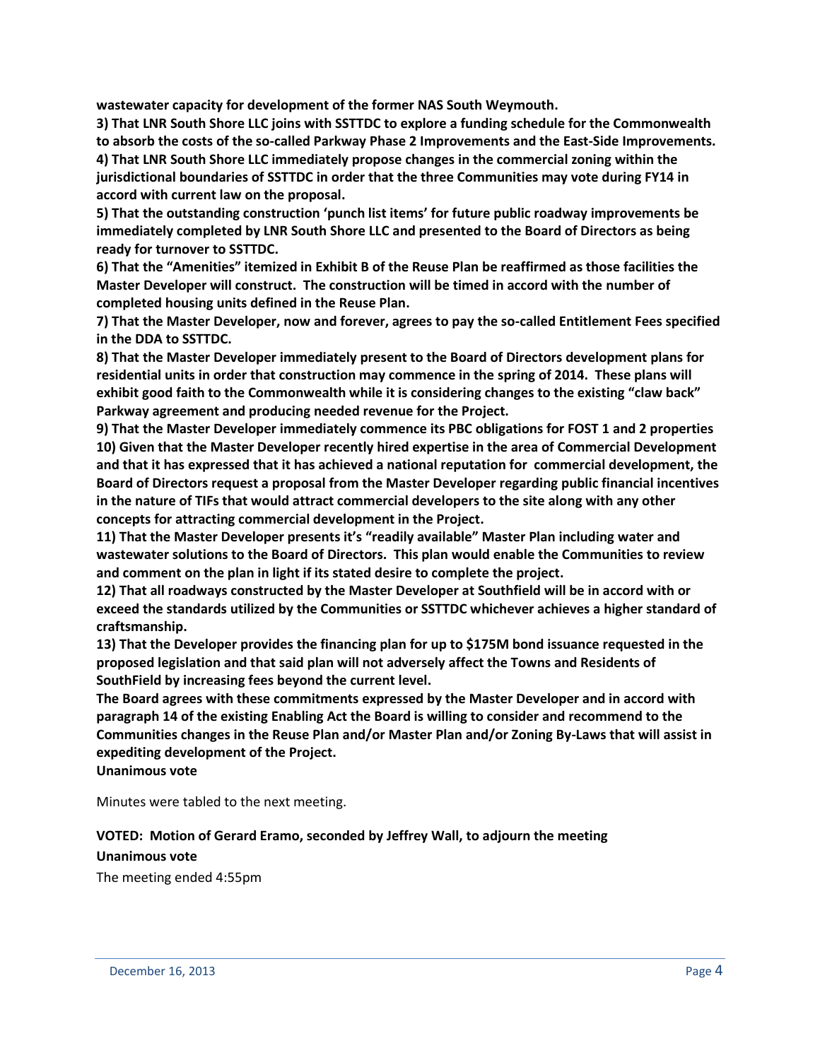**wastewater capacity for development of the former NAS South Weymouth.**

**3) That LNR South Shore LLC joins with SSTTDC to explore a funding schedule for the Commonwealth to absorb the costs of the so-called Parkway Phase 2 Improvements and the East-Side Improvements.**

**4) That LNR South Shore LLC immediately propose changes in the commercial zoning within the jurisdictional boundaries of SSTTDC in order that the three Communities may vote during FY14 in accord with current law on the proposal.**

**5) That the outstanding construction 'punch list items' for future public roadway improvements be immediately completed by LNR South Shore LLC and presented to the Board of Directors as being ready for turnover to SSTTDC.**

**6) That the "Amenities" itemized in Exhibit B of the Reuse Plan be reaffirmed as those facilities the Master Developer will construct. The construction will be timed in accord with the number of completed housing units defined in the Reuse Plan.**

**7) That the Master Developer, now and forever, agrees to pay the so-called Entitlement Fees specified in the DDA to SSTTDC.**

**8) That the Master Developer immediately present to the Board of Directors development plans for residential units in order that construction may commence in the spring of 2014. These plans will exhibit good faith to the Commonwealth while it is considering changes to the existing "claw back" Parkway agreement and producing needed revenue for the Project.**

**9) That the Master Developer immediately commence its PBC obligations for FOST 1 and 2 properties**

**10) Given that the Master Developer recently hired expertise in the area of Commercial Development and that it has expressed that it has achieved a national reputation for commercial development, the Board of Directors request a proposal from the Master Developer regarding public financial incentives in the nature of TIFs that would attract commercial developers to the site along with any other concepts for attracting commercial development in the Project.**

**11) That the Master Developer presents it's "readily available" Master Plan including water and wastewater solutions to the Board of Directors. This plan would enable the Communities to review and comment on the plan in light if its stated desire to complete the project.**

**12) That all roadways constructed by the Master Developer at Southfield will be in accord with or exceed the standards utilized by the Communities or SSTTDC whichever achieves a higher standard of craftsmanship.**

**13) That the Developer provides the financing plan for up to $175M bond issuance requested in the proposed legislation and that said plan will not adversely affect the Towns and Residents of SouthField by increasing fees beyond the current level.**

**The Board agrees with these commitments expressed by the Master Developer and in accord with paragraph 14 of the existing Enabling Act the Board is willing to consider and recommend to the Communities changes in the Reuse Plan and/or Master Plan and/or Zoning By-Laws that will assist in expediting development of the Project.**

**Unanimous vote**

Minutes were tabled to the next meeting.

**VOTED: Motion of Gerard Eramo, seconded by Jeffrey Wall, to adjourn the meeting**

**Unanimous vote**

The meeting ended 4:55pm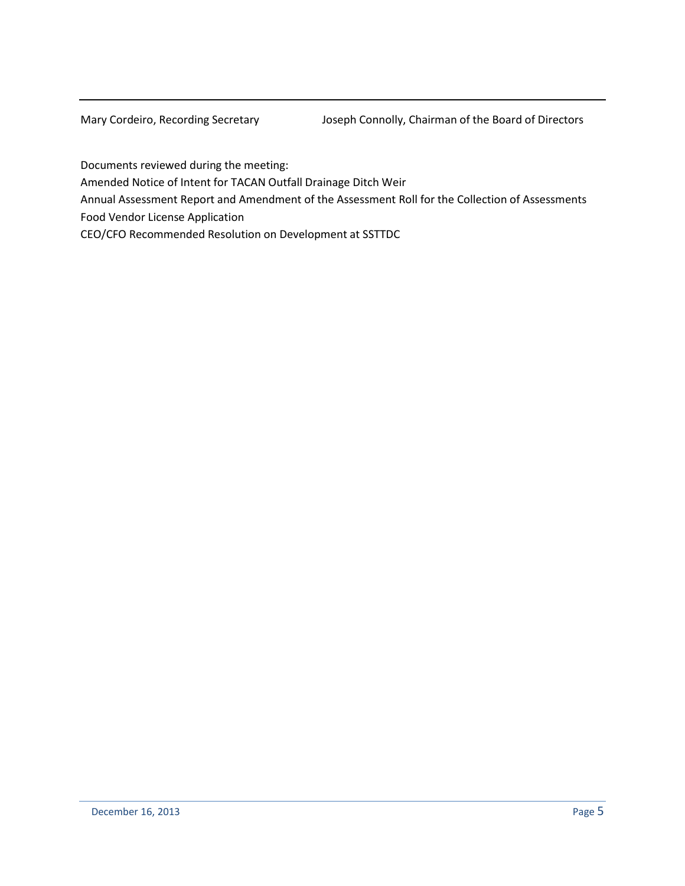---

Mary Cordeiro, Recording Secretary Joseph Connolly, Chairman of the Board of Directors

Documents reviewed during the meeting:
Amended Notice of Intent for TACAN Outfall Drainage Ditch Weir
Annual Assessment Report and Amendment of the Assessment Roll for the Collection of Assessments
Food Vendor License Application
CEO/CFO Recommended Resolution on Development at SSTTDC